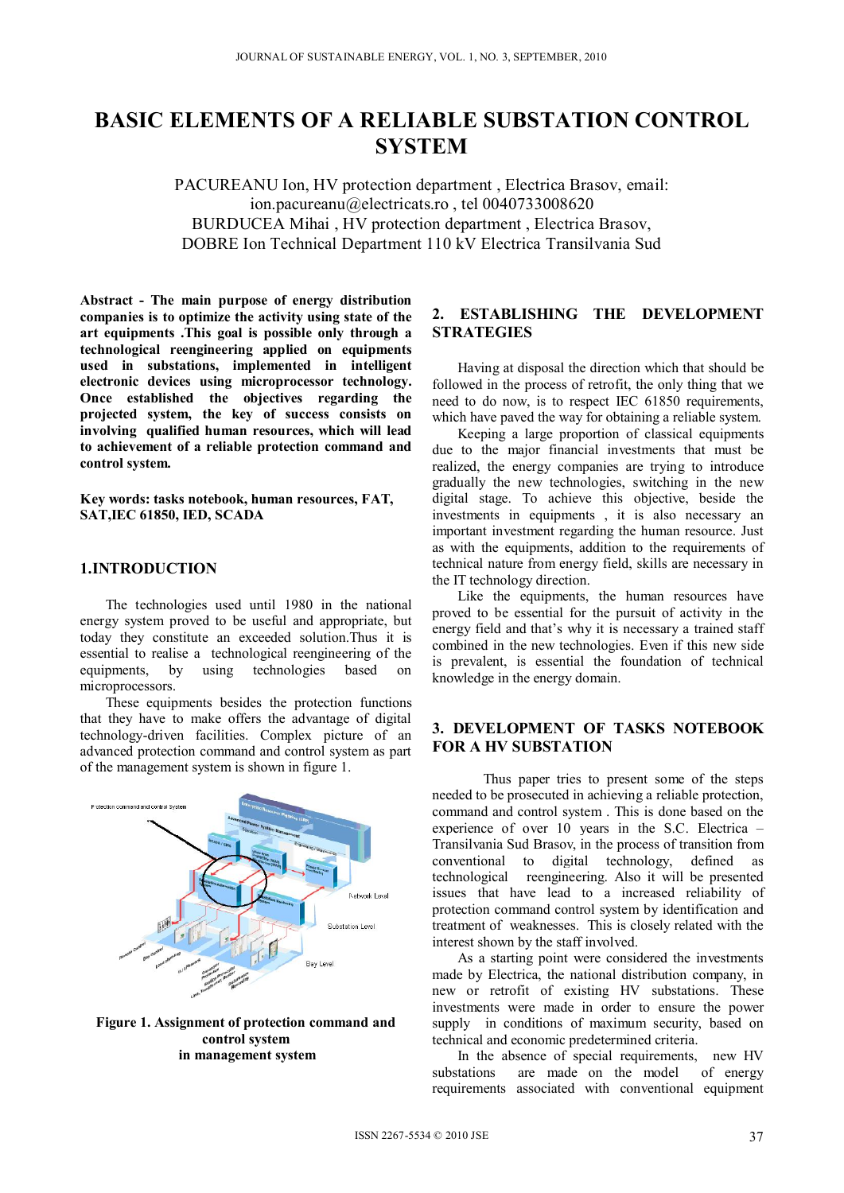# BASIC ELEMENTS OF A RELIABLE SUBSTATION CONTROL SYSTEM

PACUREANU Ion, HV protection department , Electrica Brasov, email: ion.pacureanu@electricats.ro , tel 0040733008620
BURDUCEA Mihai , HV protection department , Electrica Brasov,
DOBRE Ion Technical Department 110 kV Electrica Transilvania Sud

**Abstract - The main purpose of energy distribution companies is to optimize the activity using state of the art equipments .This goal is possible only through a technological reengineering applied on equipments used in substations, implemented in intelligent electronic devices using microprocessor technology. Once established the objectives regarding the projected system, the key of success consists on involving qualified human resources, which will lead to achievement of a reliable protection command and control system.**

**Key words: tasks notebook, human resources, FAT, SAT,IEC 61850, IED, SCADA**

## 1.INTRODUCTION

The technologies used until 1980 in the national energy system proved to be useful and appropriate, but today they constitute an exceeded solution.Thus it is essential to realise a technological reengineering of the equipments, by using technologies based on microprocessors.

These equipments besides the protection functions that they have to make offers the advantage of digital technology-driven facilities. Complex picture of an advanced protection command and control system as part of the management system is shown in figure 1.

**Figure 1. Assignment of protection command and control system in management system**

## 2. ESTABLISHING THE DEVELOPMENT STRATEGIES

Having at disposal the direction which that should be followed in the process of retrofit, the only thing that we need to do now, is to respect IEC 61850 requirements, which have paved the way for obtaining a reliable system.

Keeping a large proportion of classical equipments due to the major financial investments that must be realized, the energy companies are trying to introduce gradually the new technologies, switching in the new digital stage. To achieve this objective, beside the investments in equipments , it is also necessary an important investment regarding the human resource. Just as with the equipments, addition to the requirements of technical nature from energy field, skills are necessary in the IT technology direction.

Like the equipments, the human resources have proved to be essential for the pursuit of activity in the energy field and that's why it is necessary a trained staff combined in the new technologies. Even if this new side is prevalent, is essential the foundation of technical knowledge in the energy domain.

## 3. DEVELOPMENT OF TASKS NOTEBOOK FOR A HV SUBSTATION

Thus paper tries to present some of the steps needed to be prosecuted in achieving a reliable protection, command and control system . This is done based on the experience of over 10 years in the S.C. Electrica – Transilvania Sud Brasov, in the process of transition from conventional to digital technology, defined as technological reengineering. Also it will be presented issues that have lead to a increased reliability of protection command control system by identification and treatment of weaknesses. This is closely related with the interest shown by the staff involved.

As a starting point were considered the investments made by Electrica, the national distribution company, in new or retrofit of existing HV substations. These investments were made in order to ensure the power supply in conditions of maximum security, based on technical and economic predetermined criteria.

In the absence of special requirements, new HV substations are made on the model of energy requirements associated with conventional equipment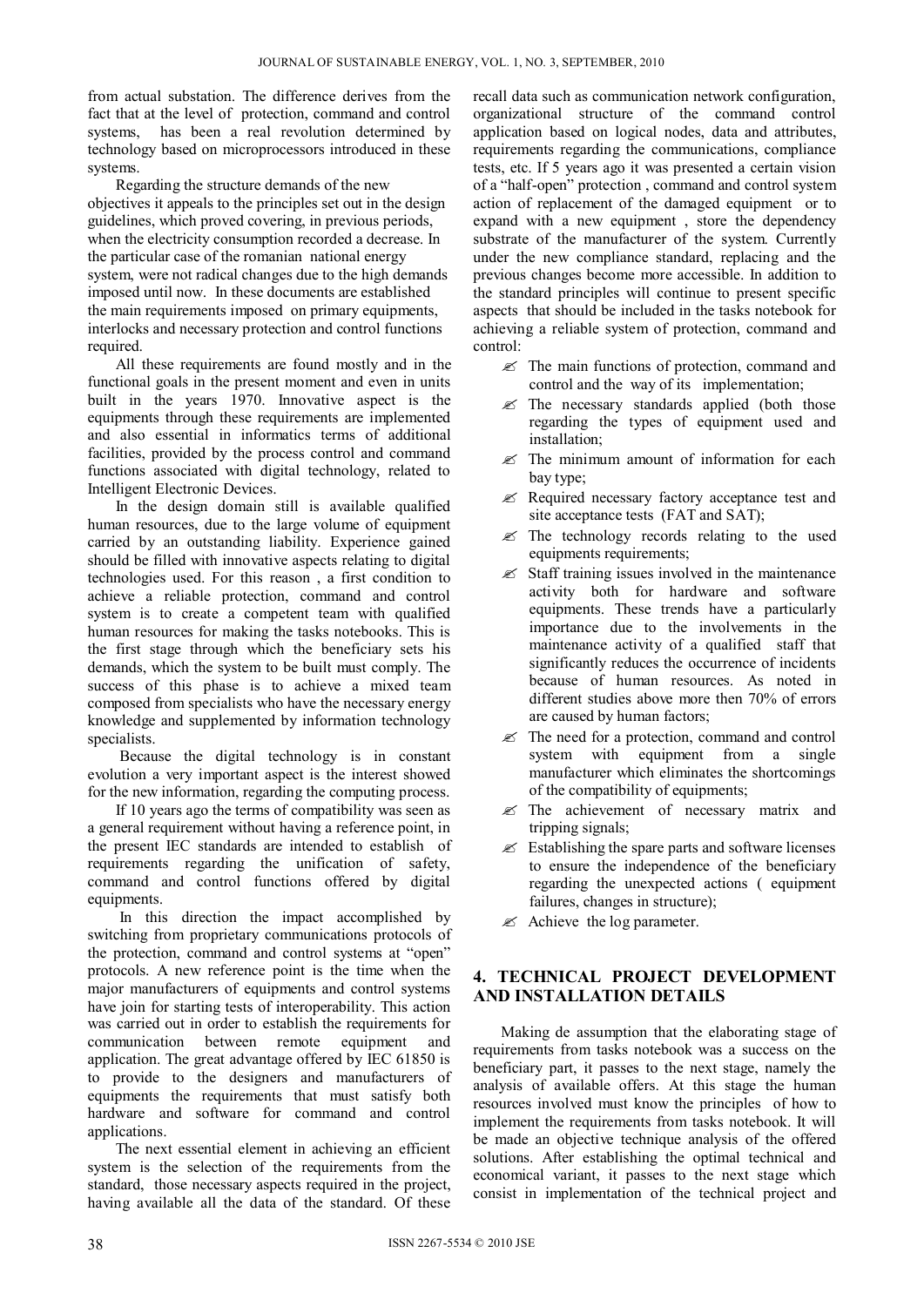from actual substation. The difference derives from the fact that at the level of protection, command and control systems, has been a real revolution determined by technology based on microprocessors introduced in these systems.

Regarding the structure demands of the new objectives it appeals to the principles set out in the design guidelines, which proved covering, in previous periods, when the electricity consumption recorded a decrease. In the particular case of the romanian national energy system, were not radical changes due to the high demands imposed until now. In these documents are established the main requirements imposed on primary equipments, interlocks and necessary protection and control functions required.

All these requirements are found mostly and in the functional goals in the present moment and even in units built in the years 1970. Innovative aspect is the equipments through these requirements are implemented and also essential in informatics terms of additional facilities, provided by the process control and command functions associated with digital technology, related to Intelligent Electronic Devices.

In the design domain still is available qualified human resources, due to the large volume of equipment carried by an outstanding liability. Experience gained should be filled with innovative aspects relating to digital technologies used. For this reason , a first condition to achieve a reliable protection, command and control system is to create a competent team with qualified human resources for making the tasks notebooks. This is the first stage through which the beneficiary sets his demands, which the system to be built must comply. The success of this phase is to achieve a mixed team composed from specialists who have the necessary energy knowledge and supplemented by information technology specialists.

Because the digital technology is in constant evolution a very important aspect is the interest showed for the new information, regarding the computing process.

If 10 years ago the terms of compatibility was seen as a general requirement without having a reference point, in the present IEC standards are intended to establish of requirements regarding the unification of safety, command and control functions offered by digital equipments.

In this direction the impact accomplished by switching from proprietary communications protocols of the protection, command and control systems at "open" protocols. A new reference point is the time when the major manufacturers of equipments and control systems have join for starting tests of interoperability. This action was carried out in order to establish the requirements for communication between remote equipment and application. The great advantage offered by IEC 61850 is to provide to the designers and manufacturers of equipments the requirements that must satisfy both hardware and software for command and control applications.

The next essential element in achieving an efficient system is the selection of the requirements from the standard, those necessary aspects required in the project, having available all the data of the standard. Of these recall data such as communication network configuration, organizational structure of the command control application based on logical nodes, data and attributes, requirements regarding the communications, compliance tests, etc. If 5 years ago it was presented a certain vision of a "half-open" protection , command and control system action of replacement of the damaged equipment or to expand with a new equipment , store the dependency substrate of the manufacturer of the system. Currently under the new compliance standard, replacing and the previous changes become more accessible. In addition to the standard principles will continue to present specific aspects that should be included in the tasks notebook for achieving a reliable system of protection, command and control:

- The main functions of protection, command and control and the way of its implementation;
- The necessary standards applied (both those regarding the types of equipment used and installation;
- The minimum amount of information for each bay type;
- Required necessary factory acceptance test and site acceptance tests (FAT and SAT);
- The technology records relating to the used equipments requirements;
- Staff training issues involved in the maintenance activity both for hardware and software equipments. These trends have a particularly importance due to the involvements in the maintenance activity of a qualified staff that significantly reduces the occurrence of incidents because of human resources. As noted in different studies above more then 70% of errors are caused by human factors;
- The need for a protection, command and control system with equipment from a single manufacturer which eliminates the shortcomings of the compatibility of equipments;
- The achievement of necessary matrix and tripping signals;
- Establishing the spare parts and software licenses to ensure the independence of the beneficiary regarding the unexpected actions ( equipment failures, changes in structure);
- Achieve the log parameter.

## 4. TECHNICAL PROJECT DEVELOPMENT AND INSTALLATION DETAILS

Making de assumption that the elaborating stage of requirements from tasks notebook was a success on the beneficiary part, it passes to the next stage, namely the analysis of available offers. At this stage the human resources involved must know the principles of how to implement the requirements from tasks notebook. It will be made an objective technique analysis of the offered solutions. After establishing the optimal technical and economical variant, it passes to the next stage which consist in implementation of the technical project and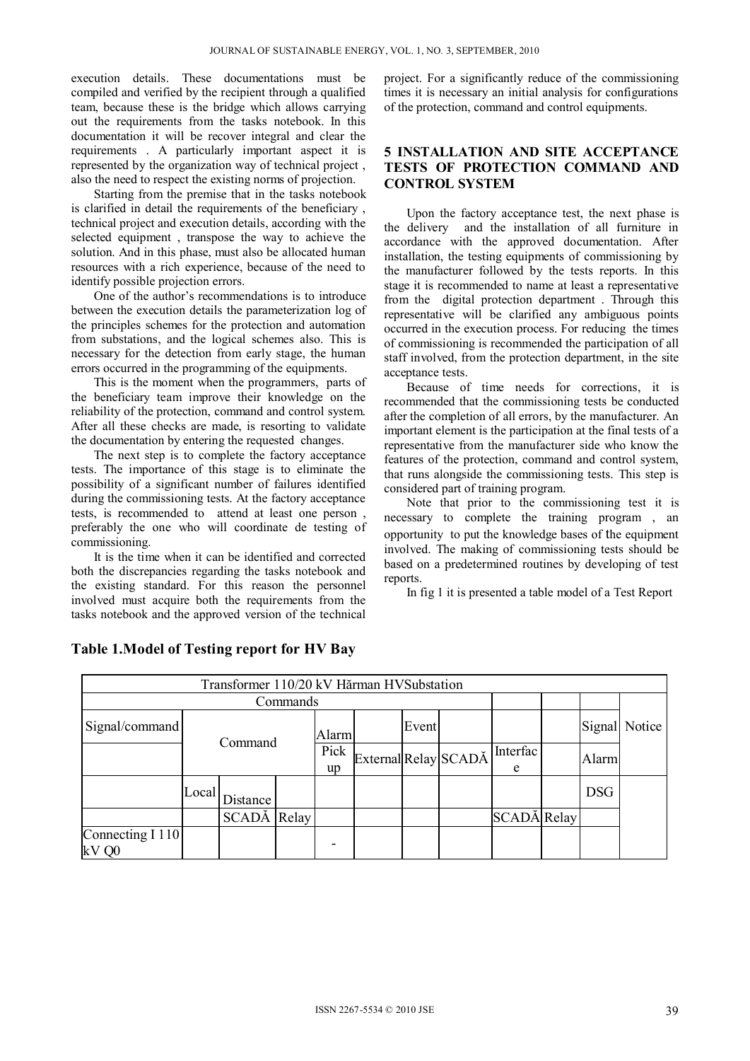execution details. These documentations must be compiled and verified by the recipient through a qualified team, because these is the bridge which allows carrying out the requirements from the tasks notebook. In this documentation it will be recover integral and clear the requirements . A particularly important aspect it is represented by the organization way of technical project , also the need to respect the existing norms of projection.

Starting from the premise that in the tasks notebook is clarified in detail the requirements of the beneficiary , technical project and execution details, according with the selected equipment , transpose the way to achieve the solution. And in this phase, must also be allocated human resources with a rich experience, because of the need to identify possible projection errors.

One of the author's recommendations is to introduce between the execution details the parameterization log of the principles schemes for the protection and automation from substations, and the logical schemes also. This is necessary for the detection from early stage, the human errors occurred in the programming of the equipments.

This is the moment when the programmers, parts of the beneficiary team improve their knowledge on the reliability of the protection, command and control system. After all these checks are made, is resorting to validate the documentation by entering the requested changes.

The next step is to complete the factory acceptance tests. The importance of this stage is to eliminate the possibility of a significant number of failures identified during the commissioning tests. At the factory acceptance tests, is recommended to attend at least one person , preferably the one who will coordinate de testing of commissioning.

It is the time when it can be identified and corrected both the discrepancies regarding the tasks notebook and the existing standard. For this reason the personnel involved must acquire both the requirements from the tasks notebook and the approved version of the technical project. For a significantly reduce of the commissioning times it is necessary an initial analysis for configurations of the protection, command and control equipments.

## 5 INSTALLATION AND SITE ACCEPTANCE TESTS OF PROTECTION COMMAND AND CONTROL SYSTEM

Upon the factory acceptance test, the next phase is the delivery and the installation of all furniture in accordance with the approved documentation. After installation, the testing equipments of commissioning by the manufacturer followed by the tests reports. In this stage it is recommended to name at least a representative from the digital protection department . Through this representative will be clarified any ambiguous points occurred in the execution process. For reducing the times of commissioning is recommended the participation of all staff involved, from the protection department, in the site acceptance tests.

Because of time needs for corrections, it is recommended that the commissioning tests be conducted after the completion of all errors, by the manufacturer. An important element is the participation at the final tests of a representative from the manufacturer side who know the features of the protection, command and control system, that runs alongside the commissioning tests. This step is considered part of training program.

Note that prior to the commissioning test it is necessary to complete the training program , an opportunity to put the knowledge bases of the equipment involved. The making of commissioning tests should be based on a predetermined routines by developing of test reports.

In fig 1 it is presented a table model of a Test Report

**Table 1.Model of Testing report for HV Bay**

| Transformer 110/20 kV Hărman HVSubstation | | | | | | | | | | | |
|---|---|---|---|---|---|---|---|---|---|---|---|
| Commands | | | | | | | | | | | |
| Signal/command | Command | | | Alarm | | Event | | | | Signal | Notice |
| | | | | Pick up | External | Relay | SCADĂ | Interface | | Alarm | |
| | Local | Distance | | | | | | | | DSG | |
| | | SCADĂ | Relay | | | | | SCADĂ | Relay | | |
| Connecting I 110 kV Q0 | | | | - | | | | | | | |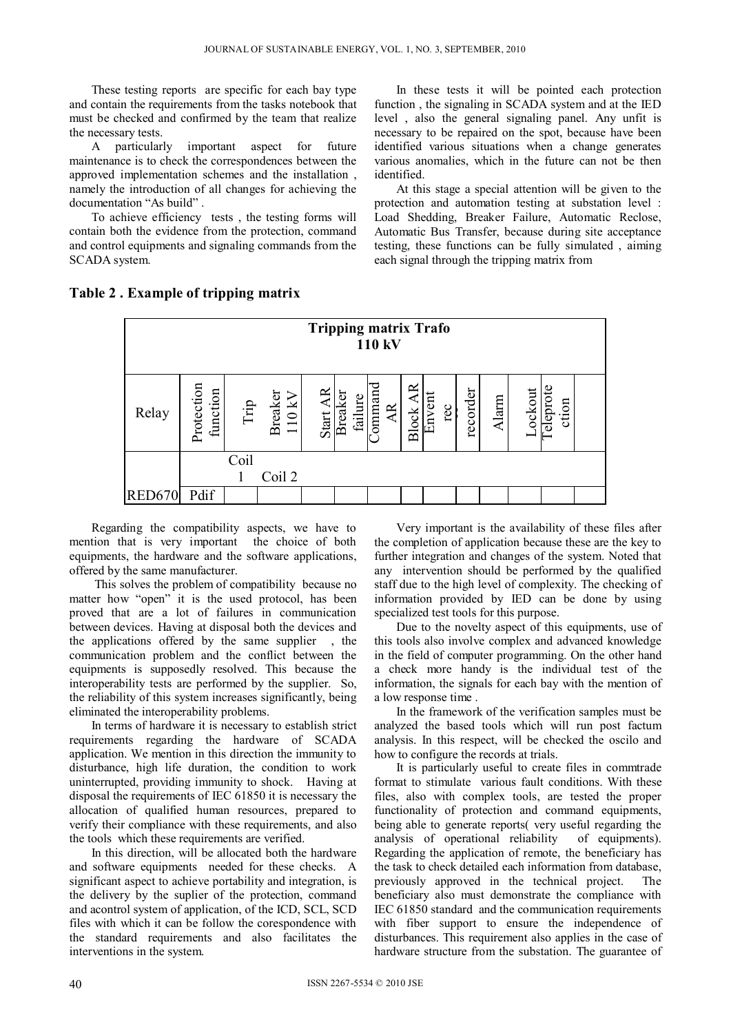These testing reports are specific for each bay type and contain the requirements from the tasks notebook that must be checked and confirmed by the team that realize the necessary tests.

A particularly important aspect for future maintenance is to check the correspondences between the approved implementation schemes and the installation , namely the introduction of all changes for achieving the documentation "As build" .

To achieve efficiency tests , the testing forms will contain both the evidence from the protection, command and control equipments and signaling commands from the SCADA system.

In these tests it will be pointed each protection function , the signaling in SCADA system and at the IED level , also the general signaling panel. Any unfit is necessary to be repaired on the spot, because have been identified various situations when a change generates various anomalies, which in the future can not be then identified.

At this stage a special attention will be given to the protection and automation testing at substation level : Load Shedding, Breaker Failure, Automatic Reclose, Automatic Bus Transfer, because during site acceptance testing, these functions can be fully simulated , aiming each signal through the tripping matrix from

**Table 2 . Example of tripping matrix**

| Tripping matrix Trafo 110 kV | | | | | | | | | | | | | |
|---|---|---|---|---|---|---|---|---|---|---|---|---|---|
| Relay | Protection function | Trip | Breaker 110 kV | Start AR | Breaker failure | Command AR | Block AR | Envent rec | recorder | Alarm | Lockout | Teleprotection | |
| | | Coil 1 | Coil 2 | | | | | | | | | | |
| RED670 | Pdif | | | | | | | | | | | | |

Regarding the compatibility aspects, we have to mention that is very important the choice of both equipments, the hardware and the software applications, offered by the same manufacturer.

This solves the problem of compatibility because no matter how "open" it is the used protocol, has been proved that are a lot of failures in communication between devices. Having at disposal both the devices and the applications offered by the same supplier , the communication problem and the conflict between the equipments is supposedly resolved. This because the interoperability tests are performed by the supplier. So, the reliability of this system increases significantly, being eliminated the interoperability problems.

In terms of hardware it is necessary to establish strict requirements regarding the hardware of SCADA application. We mention in this direction the immunity to disturbance, high life duration, the condition to work uninterrupted, providing immunity to shock. Having at disposal the requirements of IEC 61850 it is necessary the allocation of qualified human resources, prepared to verify their compliance with these requirements, and also the tools which these requirements are verified.

In this direction, will be allocated both the hardware and software equipments needed for these checks. A significant aspect to achieve portability and integration, is the delivery by the suplier of the protection, command and acontrol system of application, of the ICD, SCL, SCD files with which it can be follow the corespondence with the standard requirements and also facilitates the interventions in the system.

Very important is the availability of these files after the completion of application because these are the key to further integration and changes of the system. Noted that any intervention should be performed by the qualified staff due to the high level of complexity. The checking of information provided by IED can be done by using specialized test tools for this purpose.

Due to the novelty aspect of this equipments, use of this tools also involve complex and advanced knowledge in the field of computer programming. On the other hand a check more handy is the individual test of the information, the signals for each bay with the mention of a low response time .

In the framework of the verification samples must be analyzed the based tools which will run post factum analysis. In this respect, will be checked the oscilo and how to configure the records at trials.

It is particularly useful to create files in commtrade format to stimulate various fault conditions. With these files, also with complex tools, are tested the proper functionality of protection and command equipments, being able to generate reports( very useful regarding the analysis of operational reliability of equipments). Regarding the application of remote, the beneficiary has the task to check detailed each information from database, previously approved in the technical project. The beneficiary also must demonstrate the compliance with IEC 61850 standard and the communication requirements with fiber support to ensure the independence of disturbances. This requirement also applies in the case of hardware structure from the substation. The guarantee of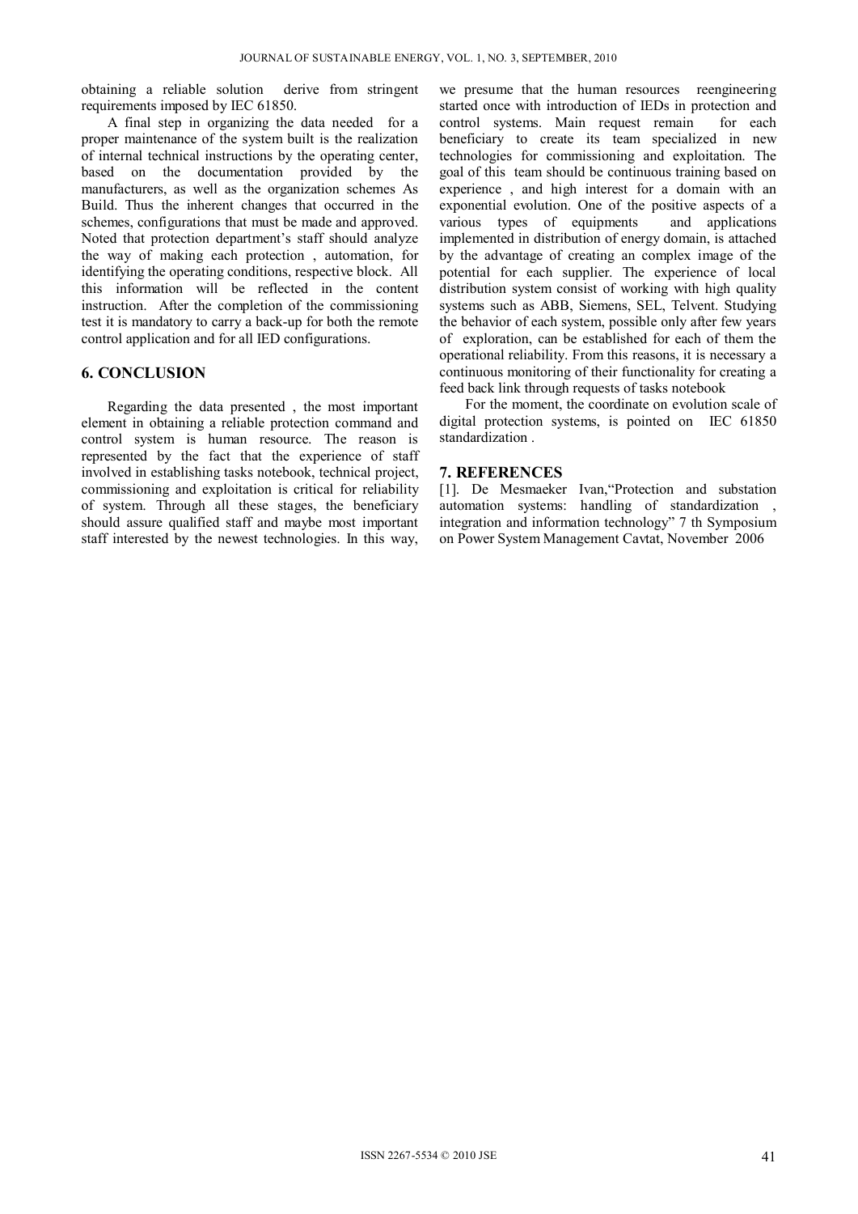obtaining a reliable solution derive from stringent requirements imposed by IEC 61850.

A final step in organizing the data needed for a proper maintenance of the system built is the realization of internal technical instructions by the operating center, based on the documentation provided by the manufacturers, as well as the organization schemes As Build. Thus the inherent changes that occurred in the schemes, configurations that must be made and approved. Noted that protection department's staff should analyze the way of making each protection , automation, for identifying the operating conditions, respective block. All this information will be reflected in the content instruction. After the completion of the commissioning test it is mandatory to carry a back-up for both the remote control application and for all IED configurations.

## 6. CONCLUSION

Regarding the data presented , the most important element in obtaining a reliable protection command and control system is human resource. The reason is represented by the fact that the experience of staff involved in establishing tasks notebook, technical project, commissioning and exploitation is critical for reliability of system. Through all these stages, the beneficiary should assure qualified staff and maybe most important staff interested by the newest technologies. In this way, we presume that the human resources reengineering started once with introduction of IEDs in protection and control systems. Main request remain for each beneficiary to create its team specialized in new technologies for commissioning and exploitation. The goal of this team should be continuous training based on experience , and high interest for a domain with an exponential evolution. One of the positive aspects of a various types of equipments and applications implemented in distribution of energy domain, is attached by the advantage of creating an complex image of the potential for each supplier. The experience of local distribution system consist of working with high quality systems such as ABB, Siemens, SEL, Telvent. Studying the behavior of each system, possible only after few years of exploration, can be established for each of them the operational reliability. From this reasons, it is necessary a continuous monitoring of their functionality for creating a feed back link through requests of tasks notebook

For the moment, the coordinate on evolution scale of digital protection systems, is pointed on IEC 61850 standardization .

## 7. REFERENCES

[1]. De Mesmaeker Ivan,"Protection and substation automation systems: handling of standardization , integration and information technology" 7 th Symposium on Power System Management Cavtat, November 2006